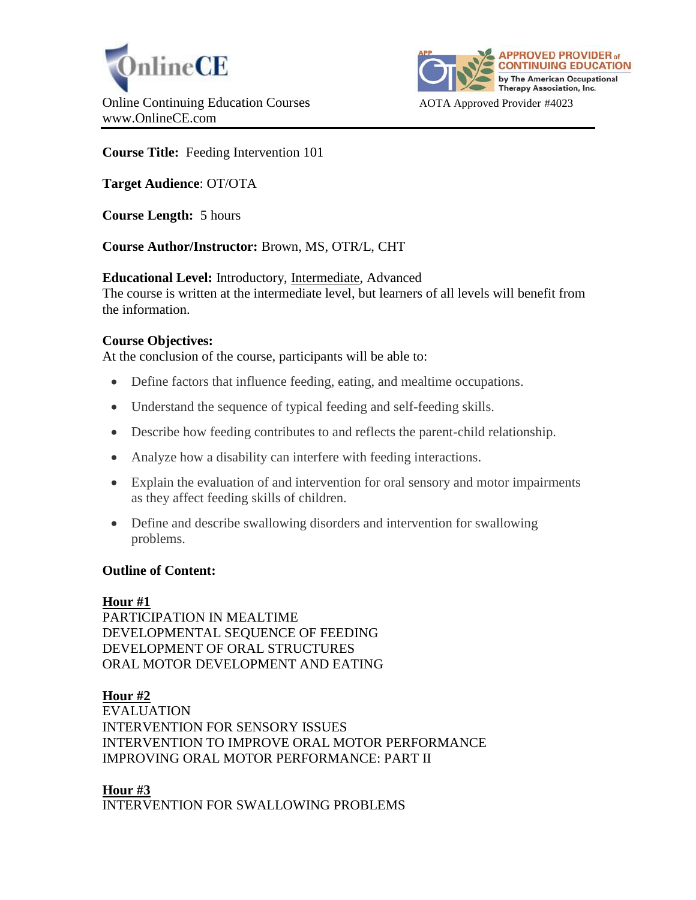OnlineCE

Online Continuing Education Courses
www.OnlineCE.com

APPROVED PROVIDER of CONTINUING EDUCATION by The American Occupational Therapy Association, Inc.

AOTA Approved Provider #4023

---

**Course Title:** Feeding Intervention 101

**Target Audience**: OT/OTA

**Course Length:** 5 hours

**Course Author/Instructor:** Brown, MS, OTR/L, CHT

**Educational Level:** Introductory, Intermediate, Advanced
The course is written at the intermediate level, but learners of all levels will benefit from the information.

**Course Objectives:**
At the conclusion of the course, participants will be able to:

- Define factors that influence feeding, eating, and mealtime occupations.
- Understand the sequence of typical feeding and self-feeding skills.
- Describe how feeding contributes to and reflects the parent-child relationship.
- Analyze how a disability can interfere with feeding interactions.
- Explain the evaluation of and intervention for oral sensory and motor impairments as they affect feeding skills of children.
- Define and describe swallowing disorders and intervention for swallowing problems.

**Outline of Content:**

**Hour #1**
PARTICIPATION IN MEALTIME
DEVELOPMENTAL SEQUENCE OF FEEDING
DEVELOPMENT OF ORAL STRUCTURES
ORAL MOTOR DEVELOPMENT AND EATING

**Hour #2**
EVALUATION
INTERVENTION FOR SENSORY ISSUES
INTERVENTION TO IMPROVE ORAL MOTOR PERFORMANCE
IMPROVING ORAL MOTOR PERFORMANCE: PART II

**Hour #3**
INTERVENTION FOR SWALLOWING PROBLEMS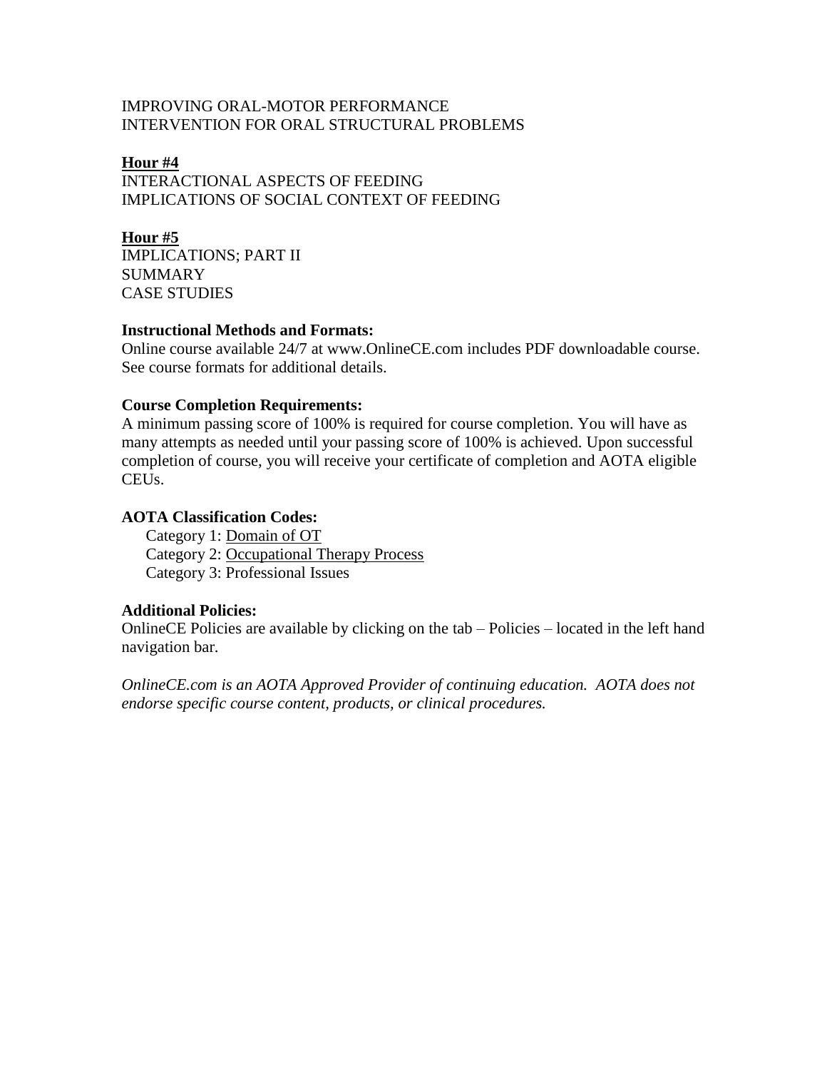IMPROVING ORAL-MOTOR PERFORMANCE
INTERVENTION FOR ORAL STRUCTURAL PROBLEMS

**Hour #4**
INTERACTIONAL ASPECTS OF FEEDING
IMPLICATIONS OF SOCIAL CONTEXT OF FEEDING

**Hour #5**
IMPLICATIONS; PART II
SUMMARY
CASE STUDIES

**Instructional Methods and Formats:**
Online course available 24/7 at www.OnlineCE.com includes PDF downloadable course. See course formats for additional details.

**Course Completion Requirements:**
A minimum passing score of 100% is required for course completion. You will have as many attempts as needed until your passing score of 100% is achieved. Upon successful completion of course, you will receive your certificate of completion and AOTA eligible CEUs.

**AOTA Classification Codes:**
Category 1: Domain of OT
Category 2: Occupational Therapy Process
Category 3: Professional Issues

**Additional Policies:**
OnlineCE Policies are available by clicking on the tab – Policies – located in the left hand navigation bar.

*OnlineCE.com is an AOTA Approved Provider of continuing education. AOTA does not endorse specific course content, products, or clinical procedures.*